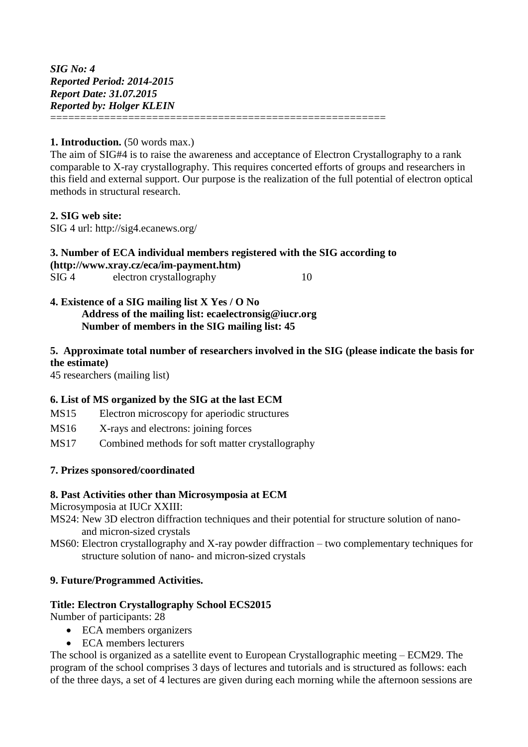***SIG No: 4***
***Reported Period: 2014-2015***
***Report Date: 31.07.2015***
***Reported by: Holger KLEIN***

========================================================

**1. Introduction.** (50 words max.)

The aim of SIG#4 is to raise the awareness and acceptance of Electron Crystallography to a rank comparable to X-ray crystallography. This requires concerted efforts of groups and researchers in this field and external support. Our purpose is the realization of the full potential of electron optical methods in structural research.

**2. SIG web site:**

SIG 4 url: http://sig4.ecanews.org/

**3. Number of ECA individual members registered with the SIG according to (http://www.xray.cz/eca/im-payment.htm)**

| SIG 4 | electron crystallography | 10 |
|---|---|---|

**4. Existence of a SIG mailing list X Yes / O No**

**Address of the mailing list: ecaelectronsig@iucr.org**

**Number of members in the SIG mailing list: 45**

**5. Approximate total number of researchers involved in the SIG (please indicate the basis for the estimate)**

45 researchers (mailing list)

**6. List of MS organized by the SIG at the last ECM**

MS15 Electron microscopy for aperiodic structures

MS16 X-rays and electrons: joining forces

MS17 Combined methods for soft matter crystallography

**7. Prizes sponsored/coordinated**

**8. Past Activities other than Microsymposia at ECM**

Microsymposia at IUCr XXIII:

MS24: New 3D electron diffraction techniques and their potential for structure solution of nano- and micron-sized crystals

MS60: Electron crystallography and X-ray powder diffraction – two complementary techniques for structure solution of nano- and micron-sized crystals

**9. Future/Programmed Activities.**

**Title: Electron Crystallography School ECS2015**

Number of participants: 28

- ECA members organizers
- ECA members lecturers

The school is organized as a satellite event to European Crystallographic meeting – ECM29. The program of the school comprises 3 days of lectures and tutorials and is structured as follows: each of the three days, a set of 4 lectures are given during each morning while the afternoon sessions are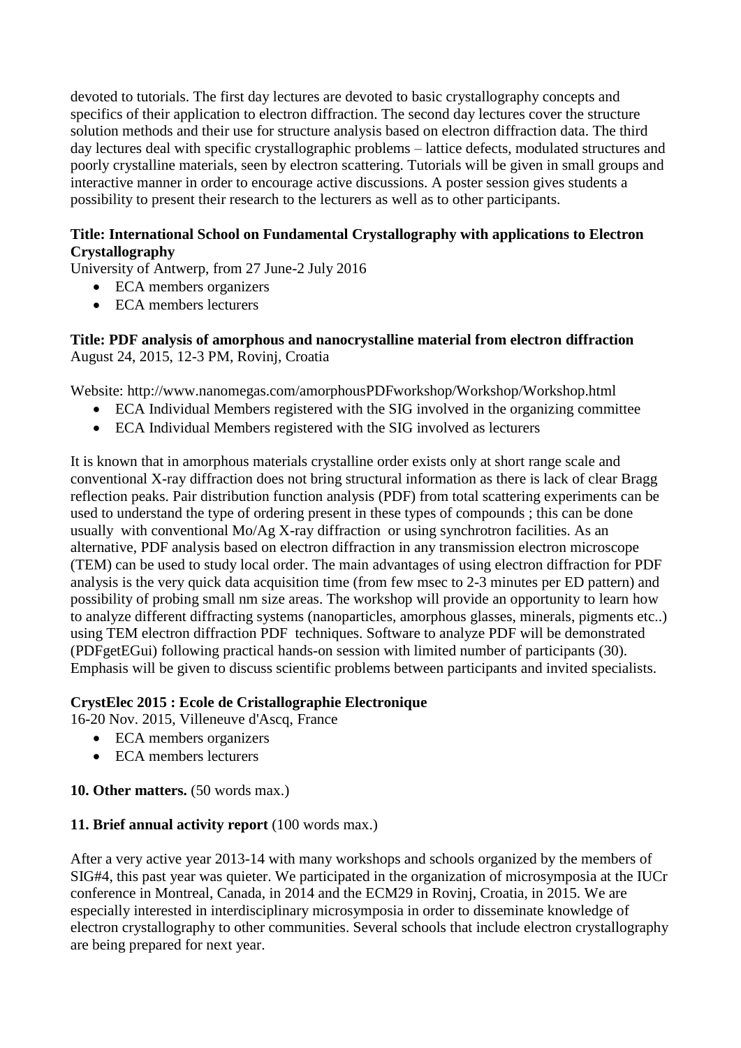devoted to tutorials. The first day lectures are devoted to basic crystallography concepts and specifics of their application to electron diffraction. The second day lectures cover the structure solution methods and their use for structure analysis based on electron diffraction data. The third day lectures deal with specific crystallographic problems – lattice defects, modulated structures and poorly crystalline materials, seen by electron scattering. Tutorials will be given in small groups and interactive manner in order to encourage active discussions. A poster session gives students a possibility to present their research to the lecturers as well as to other participants.

**Title: International School on Fundamental Crystallography with applications to Electron Crystallography**
University of Antwerp, from 27 June-2 July 2016

- ECA members organizers
- ECA members lecturers

**Title: PDF analysis of amorphous and nanocrystalline material from electron diffraction**
August 24, 2015, 12-3 PM, Rovinj, Croatia

Website: http://www.nanomegas.com/amorphousPDFworkshop/Workshop/Workshop.html

- ECA Individual Members registered with the SIG involved in the organizing committee
- ECA Individual Members registered with the SIG involved as lecturers

It is known that in amorphous materials crystalline order exists only at short range scale and conventional X-ray diffraction does not bring structural information as there is lack of clear Bragg reflection peaks. Pair distribution function analysis (PDF) from total scattering experiments can be used to understand the type of ordering present in these types of compounds ; this can be done usually with conventional Mo/Ag X-ray diffraction or using synchrotron facilities. As an alternative, PDF analysis based on electron diffraction in any transmission electron microscope (TEM) can be used to study local order. The main advantages of using electron diffraction for PDF analysis is the very quick data acquisition time (from few msec to 2-3 minutes per ED pattern) and possibility of probing small nm size areas. The workshop will provide an opportunity to learn how to analyze different diffracting systems (nanoparticles, amorphous glasses, minerals, pigments etc..) using TEM electron diffraction PDF techniques. Software to analyze PDF will be demonstrated (PDFgetEGui) following practical hands-on session with limited number of participants (30). Emphasis will be given to discuss scientific problems between participants and invited specialists.

**CrystElec 2015 : Ecole de Cristallographie Electronique**
16-20 Nov. 2015, Villeneuve d'Ascq, France

- ECA members organizers
- ECA members lecturers

**10. Other matters.** (50 words max.)

**11. Brief annual activity report** (100 words max.)

After a very active year 2013-14 with many workshops and schools organized by the members of SIG#4, this past year was quieter. We participated in the organization of microsymposia at the IUCr conference in Montreal, Canada, in 2014 and the ECM29 in Rovinj, Croatia, in 2015. We are especially interested in interdisciplinary microsymposia in order to disseminate knowledge of electron crystallography to other communities. Several schools that include electron crystallography are being prepared for next year.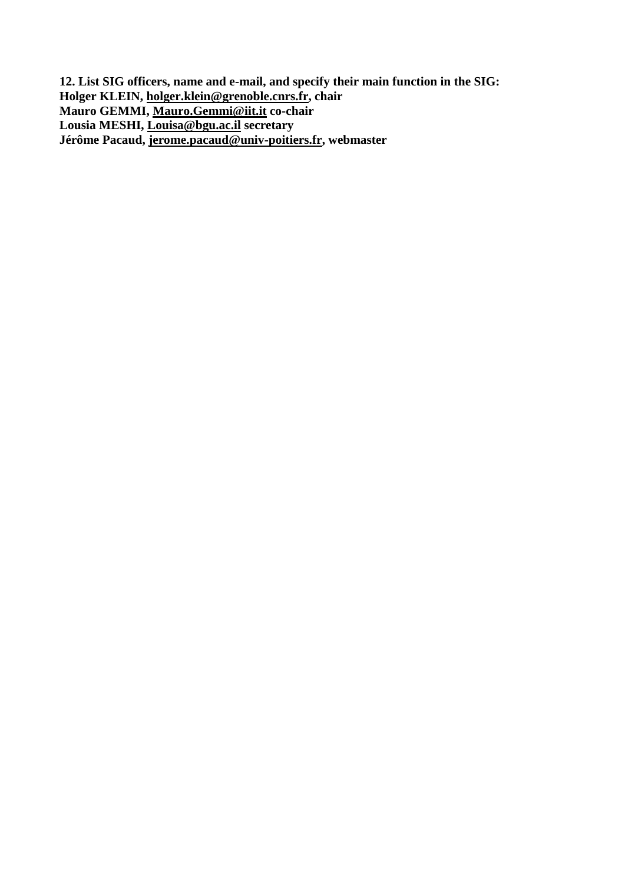**12. List SIG officers, name and e-mail, and specify their main function in the SIG:**
**Holger KLEIN, holger.klein@grenoble.cnrs.fr, chair**
**Mauro GEMMI, Mauro.Gemmi@iit.it co-chair**
**Lousia MESHI, Louisa@bgu.ac.il secretary**
**Jérôme Pacaud, jerome.pacaud@univ-poitiers.fr, webmaster**